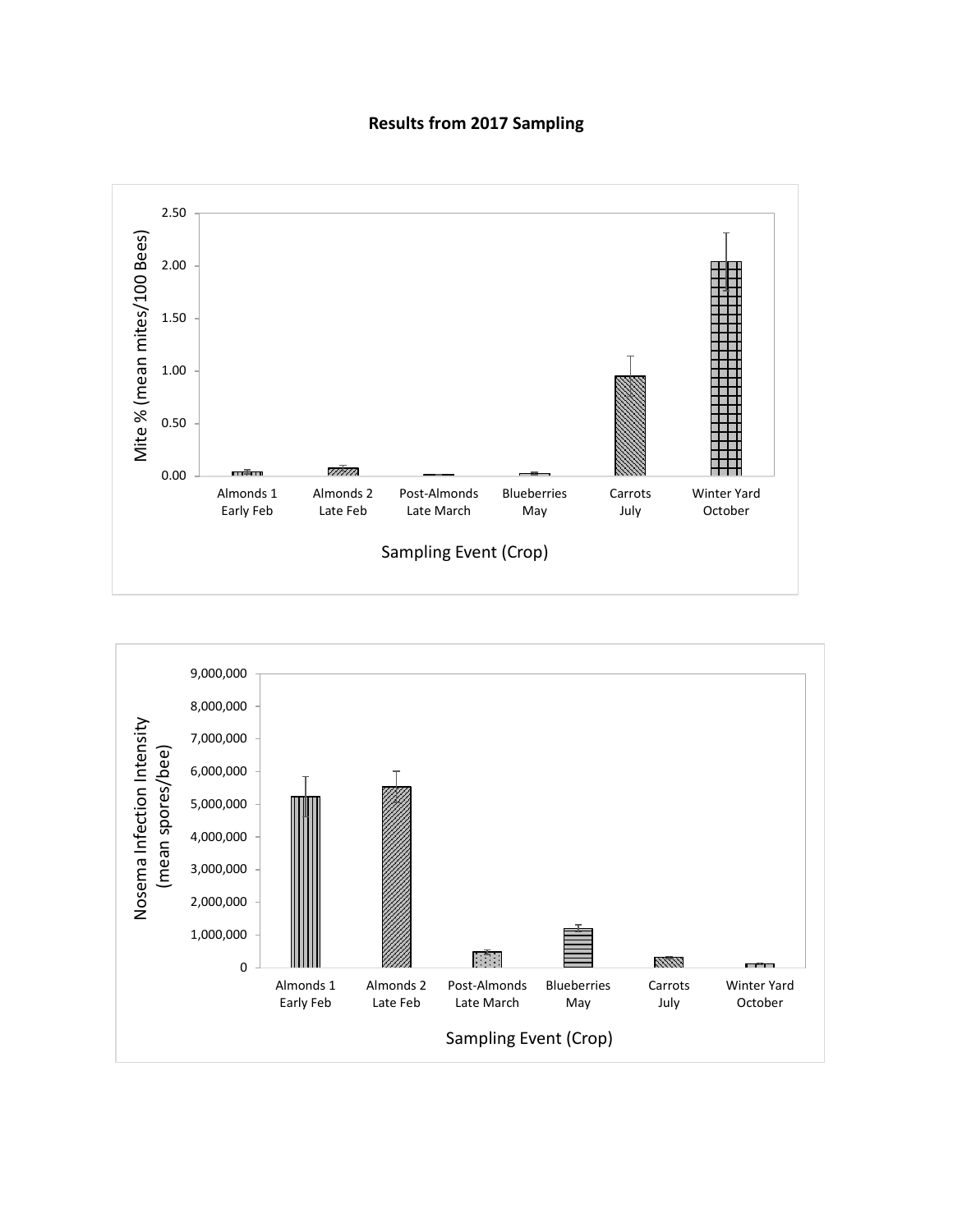# Results from 2017 Sampling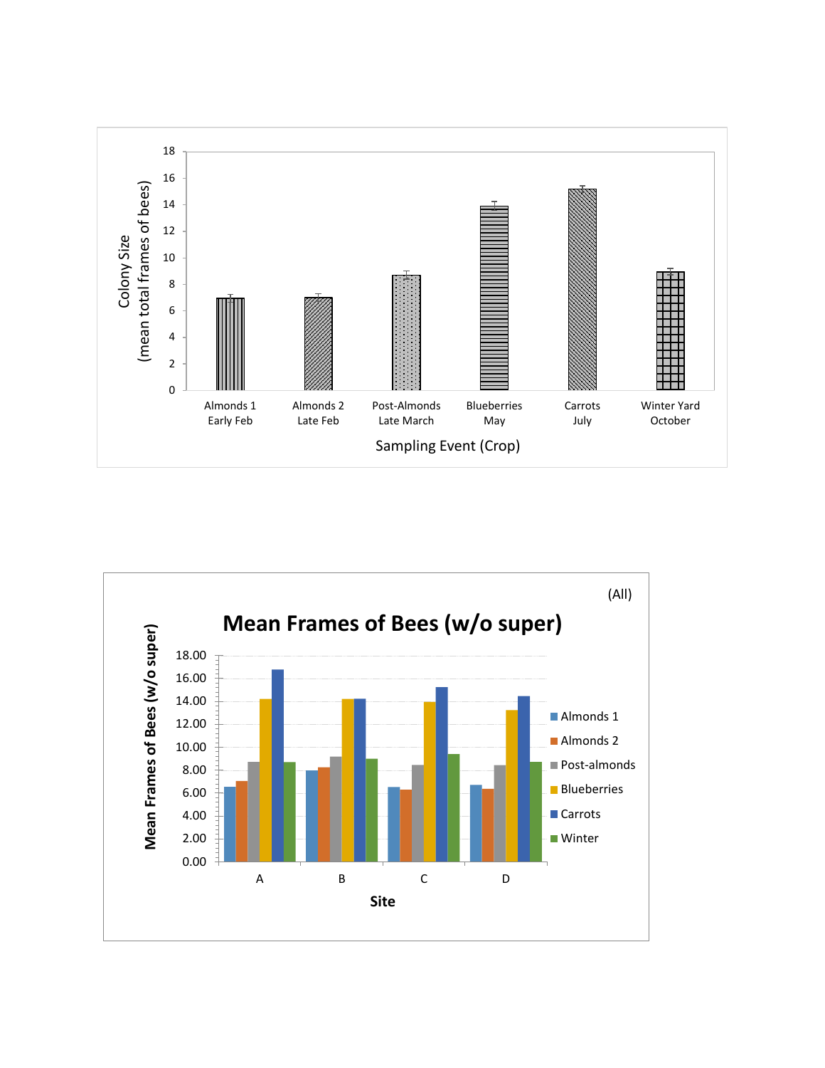Colony Size (mean total frames of bees)

18, 16, 14, 12, 10, 8, 6, 4, 2, 0

Almonds 1 Early Feb | Almonds 2 Late Feb | Post-Almonds Late March | Blueberries May | Carrots July | Winter Yard October

Sampling Event (Crop)

(All)

**Mean Frames of Bees (w/o super)**

**Mean Frames of Bees (w/o super)**

18.00, 16.00, 14.00, 12.00, 10.00, 8.00, 6.00, 4.00, 2.00, 0.00

A | B | C | D

**Site**

- Almonds 1
- Almonds 2
- Post-almonds
- Blueberries
- Carrots
- Winter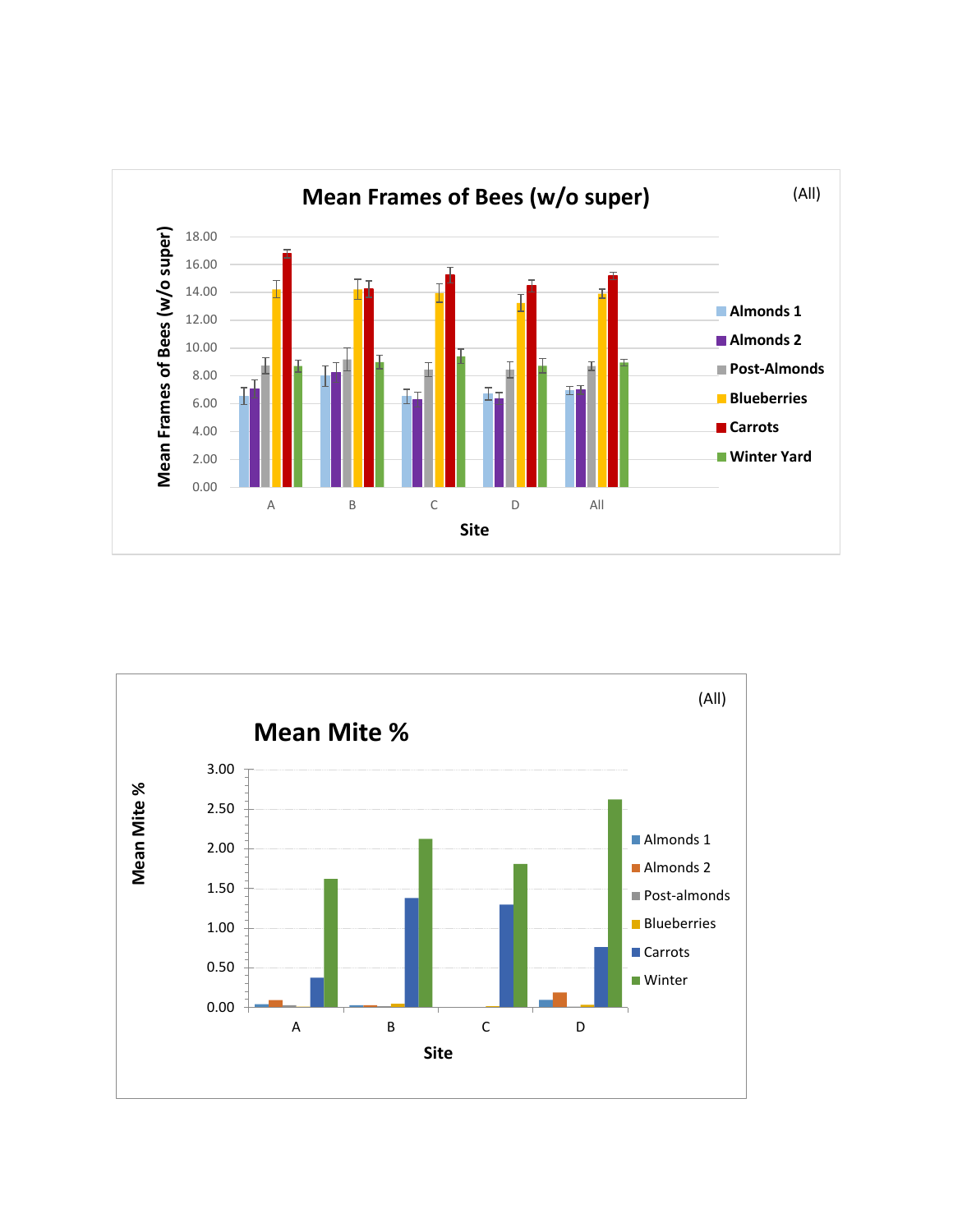**Mean Frames of Bees (w/o super)**

(All)

Mean Frames of Bees (w/o super)

18.00
16.00
14.00
12.00
10.00
8.00
6.00
4.00
2.00
0.00

A B C D All

Site

- Almonds 1
- Almonds 2
- Post-Almonds
- Blueberries
- Carrots
- Winter Yard

**Mean Mite %**

(All)

Mean Mite %

3.00
2.50
2.00
1.50
1.00
0.50
0.00

A B C D

Site

- Almonds 1
- Almonds 2
- Post-almonds
- Blueberries
- Carrots
- Winter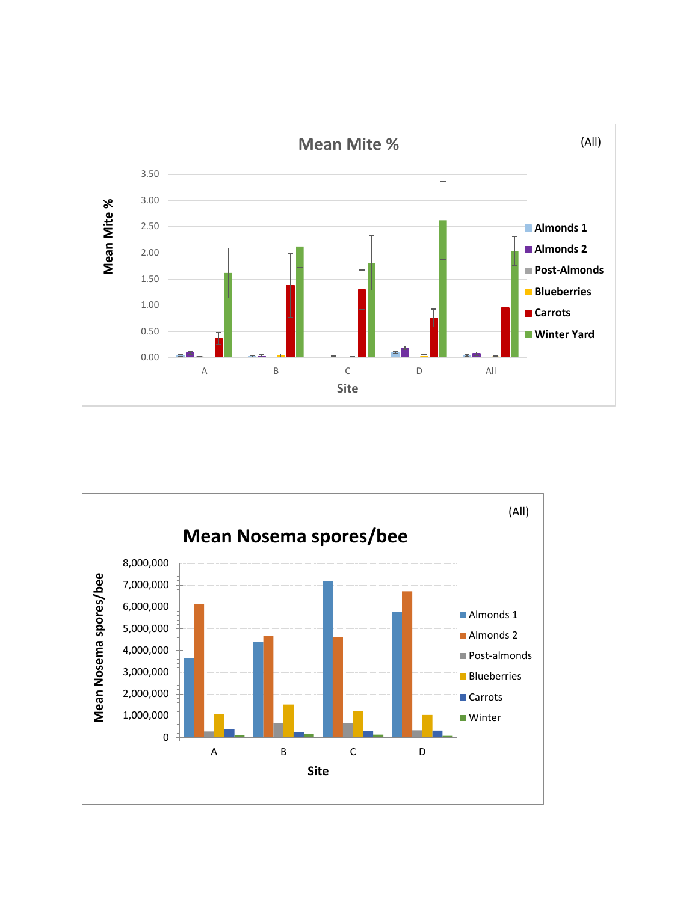## Mean Mite %

(All)

Mean Mite %

3.50
3.00
2.50
2.00
1.50
1.00
0.50
0.00

A B C D All

Site

Almonds 1
Almonds 2
Post-Almonds
Blueberries
Carrots
Winter Yard

## Mean Nosema spores/bee

(All)

Mean Nosema spores/bee

8,000,000
7,000,000
6,000,000
5,000,000
4,000,000
3,000,000
2,000,000
1,000,000
0

A B C D

Site

Almonds 1
Almonds 2
Post-almonds
Blueberries
Carrots
Winter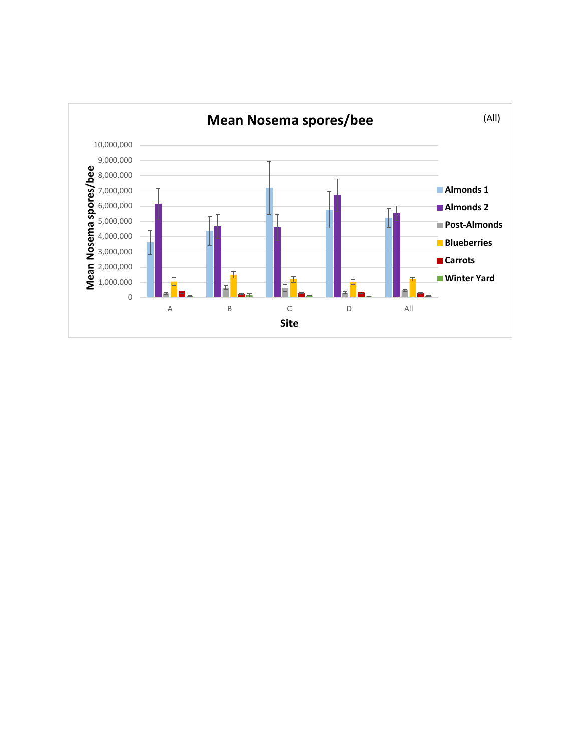Mean Nosema spores/bee

(All)

Mean Nosema spores/bee

10,000,000
9,000,000
8,000,000
7,000,000
6,000,000
5,000,000
4,000,000
3,000,000
2,000,000
1,000,000
0

A
B
C
D
All

Site

Almonds 1
Almonds 2
Post-Almonds
Blueberries
Carrots
Winter Yard